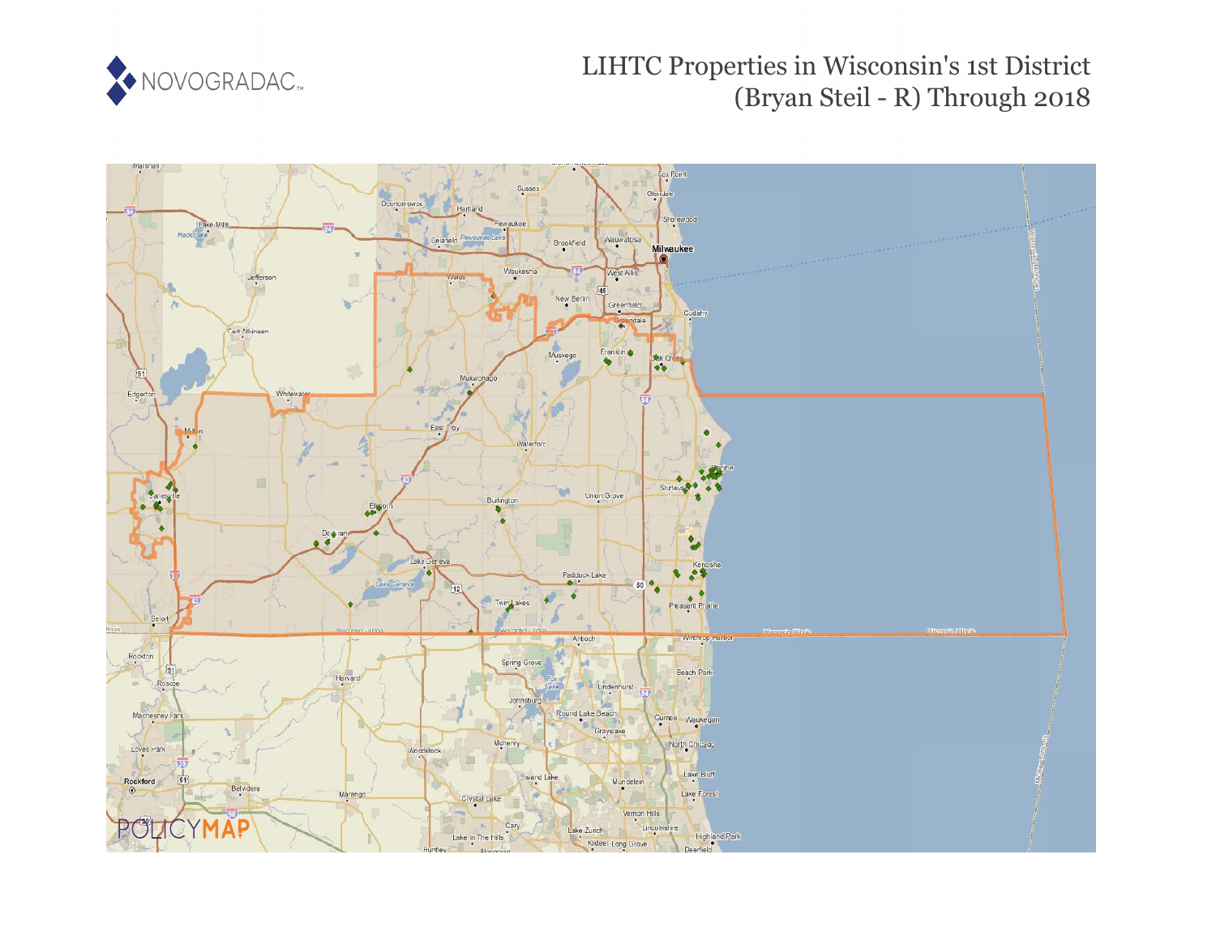NOVOGRADAC

# LIHTC Properties in Wisconsin's 1st District (Bryan Steil - R) Through 2018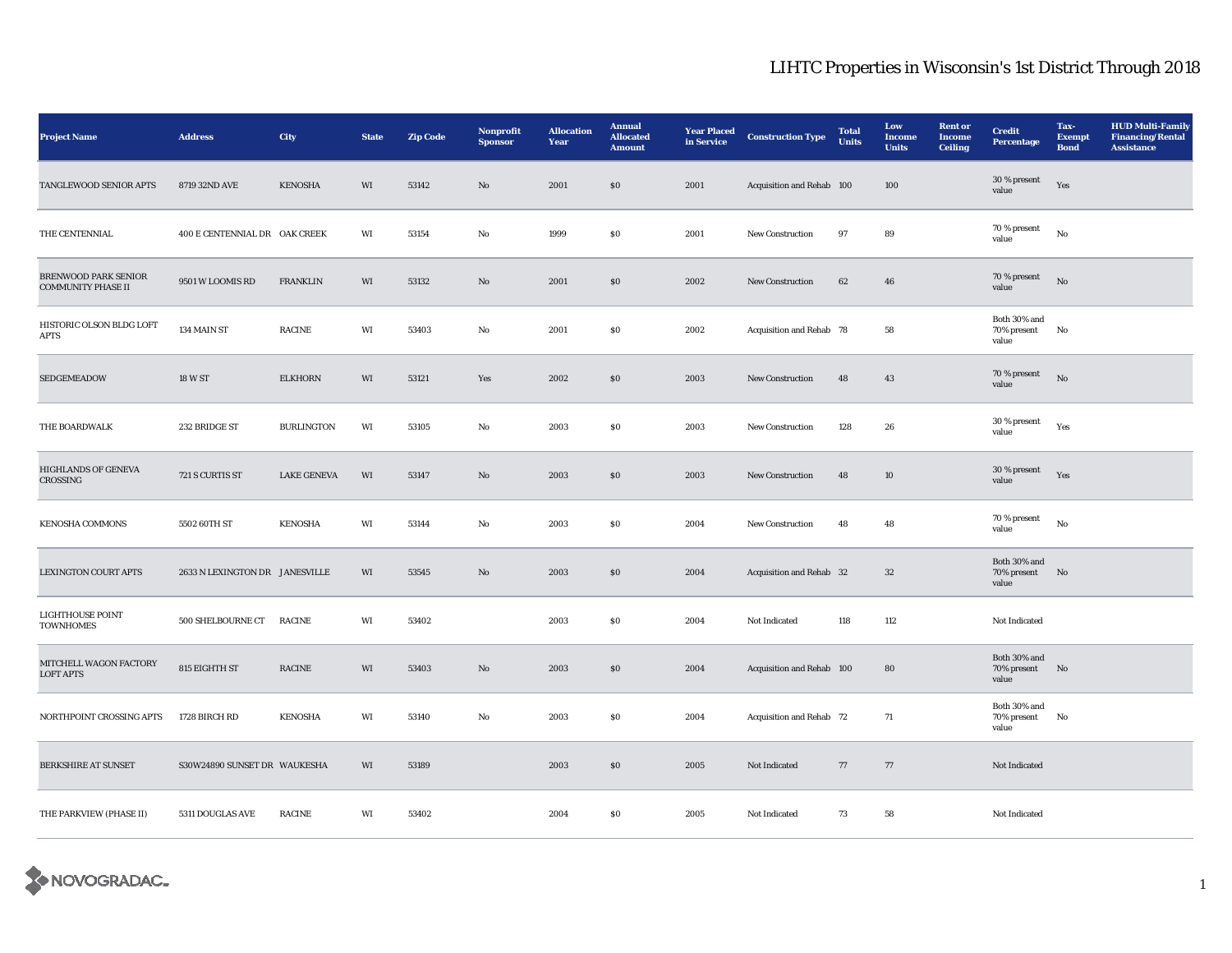# LIHTC Properties in Wisconsin's 1st District Through 2018

| Project Name | Address | City | State | Zip Code | Nonprofit Sponsor | Allocation Year | Annual Allocated Amount | Year Placed in Service | Construction Type | Total Units | Low Income Units | Rent or Income Ceiling | Credit Percentage | Tax-Exempt Bond | HUD Multi-Family Financing/Rental Assistance |
|---|---|---|---|---|---|---|---|---|---|---|---|---|---|---|---|
| TANGLEWOOD SENIOR APTS | 8719 32ND AVE | KENOSHA | WI | 53142 | No | 2001 | $0 | 2001 | Acquisition and Rehab | 100 | 100 | | 30 % present value | Yes | |
| THE CENTENNIAL | 400 E CENTENNIAL DR | OAK CREEK | WI | 53154 | No | 1999 | $0 | 2001 | New Construction | 97 | 89 | | 70 % present value | No | |
| BRENWOOD PARK SENIOR COMMUNITY PHASE II | 9501 W LOOMIS RD | FRANKLIN | WI | 53132 | No | 2001 | $0 | 2002 | New Construction | 62 | 46 | | 70 % present value | No | |
| HISTORIC OLSON BLDG LOFT APTS | 134 MAIN ST | RACINE | WI | 53403 | No | 2001 | $0 | 2002 | Acquisition and Rehab | 78 | 58 | | Both 30% and 70% present value | No | |
| SEDGEMEADOW | 18 W ST | ELKHORN | WI | 53121 | Yes | 2002 | $0 | 2003 | New Construction | 48 | 43 | | 70 % present value | No | |
| THE BOARDWALK | 232 BRIDGE ST | BURLINGTON | WI | 53105 | No | 2003 | $0 | 2003 | New Construction | 128 | 26 | | 30 % present value | Yes | |
| HIGHLANDS OF GENEVA CROSSING | 721 S CURTIS ST | LAKE GENEVA | WI | 53147 | No | 2003 | $0 | 2003 | New Construction | 48 | 10 | | 30 % present value | Yes | |
| KENOSHA COMMONS | 5502 60TH ST | KENOSHA | WI | 53144 | No | 2003 | $0 | 2004 | New Construction | 48 | 48 | | 70 % present value | No | |
| LEXINGTON COURT APTS | 2633 N LEXINGTON DR | JANESVILLE | WI | 53545 | No | 2003 | $0 | 2004 | Acquisition and Rehab | 32 | 32 | | Both 30% and 70% present value | No | |
| LIGHTHOUSE POINT TOWNHOMES | 500 SHELBOURNE CT | RACINE | WI | 53402 | | 2003 | $0 | 2004 | Not Indicated | 118 | 112 | | Not Indicated | | |
| MITCHELL WAGON FACTORY LOFT APTS | 815 EIGHTH ST | RACINE | WI | 53403 | No | 2003 | $0 | 2004 | Acquisition and Rehab | 100 | 80 | | Both 30% and 70% present value | No | |
| NORTHPOINT CROSSING APTS | 1728 BIRCH RD | KENOSHA | WI | 53140 | No | 2003 | $0 | 2004 | Acquisition and Rehab | 72 | 71 | | Both 30% and 70% present value | No | |
| BERKSHIRE AT SUNSET | S30W24890 SUNSET DR | WAUKESHA | WI | 53189 | | 2003 | $0 | 2005 | Not Indicated | 77 | 77 | | Not Indicated | | |
| THE PARKVIEW (PHASE II) | 5311 DOUGLAS AVE | RACINE | WI | 53402 | | 2004 | $0 | 2005 | Not Indicated | 73 | 58 | | Not Indicated | | |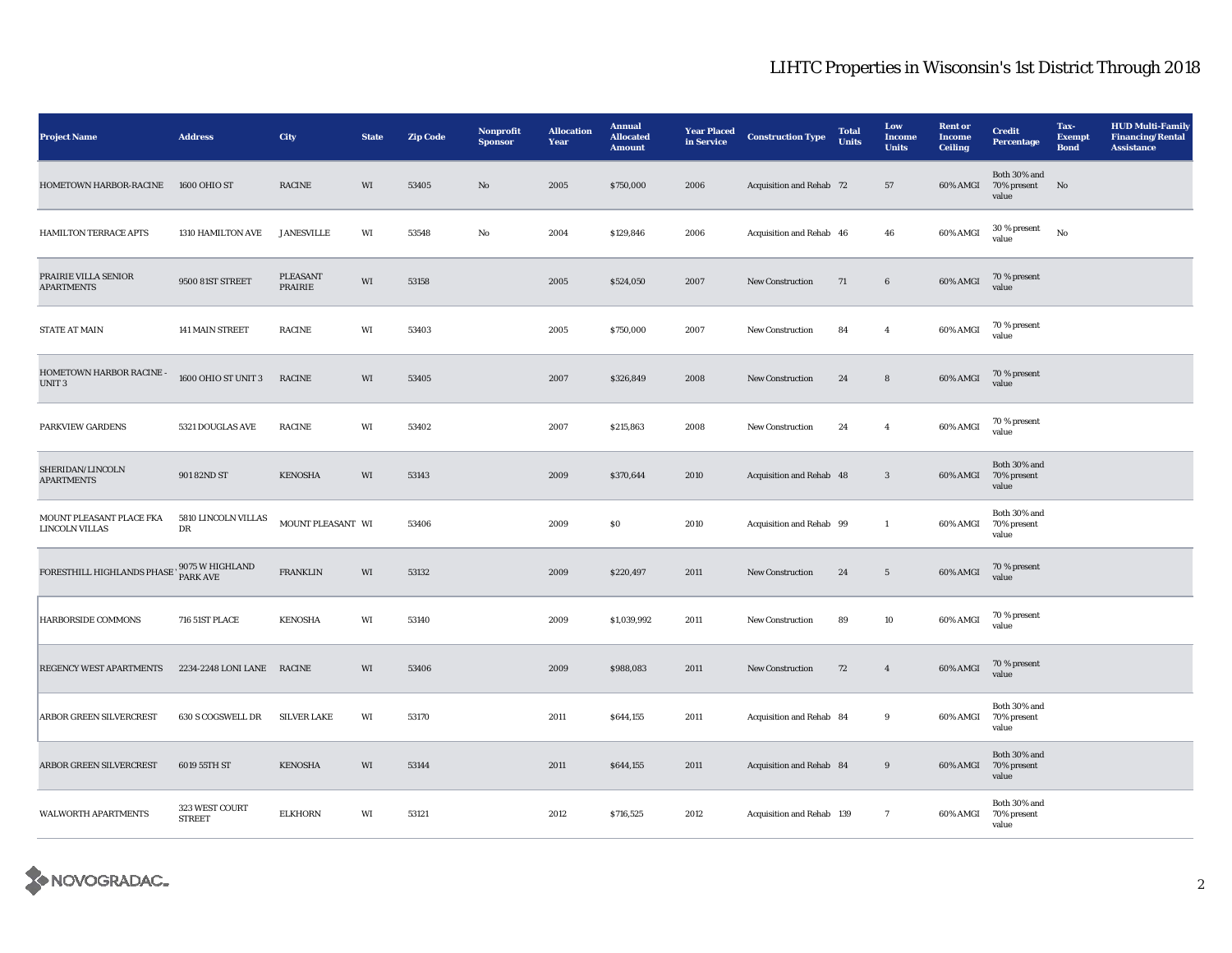# LIHTC Properties in Wisconsin's 1st District Through 2018

| Project Name | Address | City | State | Zip Code | Nonprofit Sponsor | Allocation Year | Annual Allocated Amount | Year Placed in Service | Construction Type | Total Units | Low Income Units | Rent or Income Ceiling | Credit Percentage | Tax-Exempt Bond | HUD Multi-Family Financing/Rental Assistance |
|---|---|---|---|---|---|---|---|---|---|---|---|---|---|---|---|
| HOMETOWN HARBOR-RACINE | 1600 OHIO ST | RACINE | WI | 53405 | No | 2005 | $750,000 | 2006 | Acquisition and Rehab | 72 | 57 | 60% AMGI | Both 30% and 70% present value | No | |
| HAMILTON TERRACE APTS | 1310 HAMILTON AVE | JANESVILLE | WI | 53548 | No | 2004 | $129,846 | 2006 | Acquisition and Rehab | 46 | 46 | 60% AMGI | 30 % present value | No | |
| PRAIRIE VILLA SENIOR APARTMENTS | 9500 81ST STREET | PLEASANT PRAIRIE | WI | 53158 | | 2005 | $524,050 | 2007 | New Construction | 71 | 6 | 60% AMGI | 70 % present value | | |
| STATE AT MAIN | 141 MAIN STREET | RACINE | WI | 53403 | | 2005 | $750,000 | 2007 | New Construction | 84 | 4 | 60% AMGI | 70 % present value | | |
| HOMETOWN HARBOR RACINE - UNIT 3 | 1600 OHIO ST UNIT 3 | RACINE | WI | 53405 | | 2007 | $326,849 | 2008 | New Construction | 24 | 8 | 60% AMGI | 70 % present value | | |
| PARKVIEW GARDENS | 5321 DOUGLAS AVE | RACINE | WI | 53402 | | 2007 | $215,863 | 2008 | New Construction | 24 | 4 | 60% AMGI | 70 % present value | | |
| SHERIDAN/LINCOLN APARTMENTS | 901 82ND ST | KENOSHA | WI | 53143 | | 2009 | $370,644 | 2010 | Acquisition and Rehab | 48 | 3 | 60% AMGI | Both 30% and 70% present value | | |
| MOUNT PLEASANT PLACE FKA LINCOLN VILLAS | 5810 LINCOLN VILLAS DR | MOUNT PLEASANT | WI | 53406 | | 2009 | $0 | 2010 | Acquisition and Rehab | 99 | 1 | 60% AMGI | Both 30% and 70% present value | | |
| FORESTHILL HIGHLANDS PHASE I | 9075 W HIGHLAND PARK AVE | FRANKLIN | WI | 53132 | | 2009 | $220,497 | 2011 | New Construction | 24 | 5 | 60% AMGI | 70 % present value | | |
| HARBORSIDE COMMONS | 716 51ST PLACE | KENOSHA | WI | 53140 | | 2009 | $1,039,992 | 2011 | New Construction | 89 | 10 | 60% AMGI | 70 % present value | | |
| REGENCY WEST APARTMENTS | 2234-2248 LONI LANE | RACINE | WI | 53406 | | 2009 | $988,083 | 2011 | New Construction | 72 | 4 | 60% AMGI | 70 % present value | | |
| ARBOR GREEN SILVERCREST | 630 S COGSWELL DR | SILVER LAKE | WI | 53170 | | 2011 | $644,155 | 2011 | Acquisition and Rehab | 84 | 9 | 60% AMGI | Both 30% and 70% present value | | |
| ARBOR GREEN SILVERCREST | 6019 55TH ST | KENOSHA | WI | 53144 | | 2011 | $644,155 | 2011 | Acquisition and Rehab | 84 | 9 | 60% AMGI | Both 30% and 70% present value | | |
| WALWORTH APARTMENTS | 323 WEST COURT STREET | ELKHORN | WI | 53121 | | 2012 | $716,525 | 2012 | Acquisition and Rehab | 139 | 7 | 60% AMGI | Both 30% and 70% present value | | |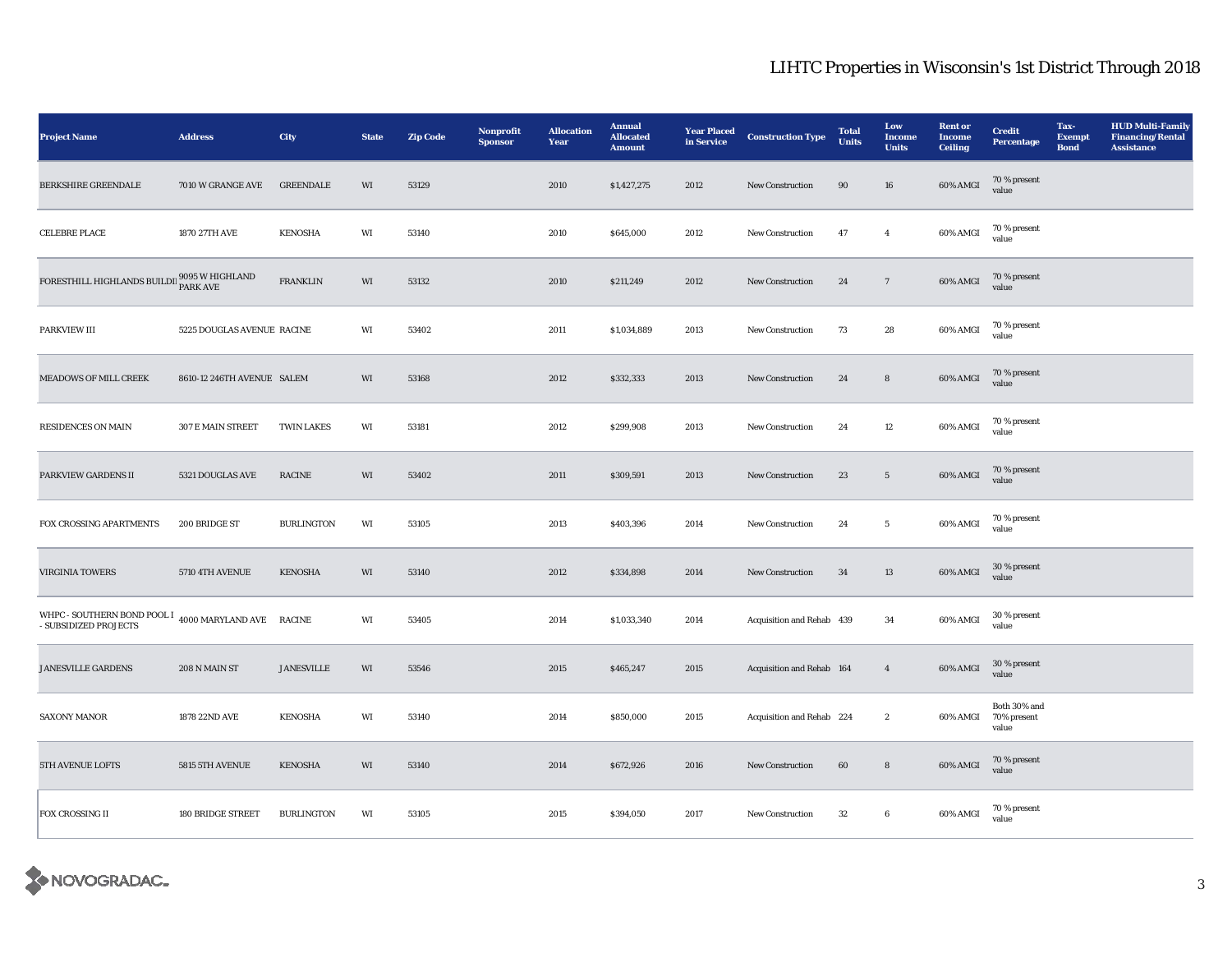# LIHTC Properties in Wisconsin's 1st District Through 2018

| Project Name | Address | City | State | Zip Code | Nonprofit Sponsor | Allocation Year | Annual Allocated Amount | Year Placed in Service | Construction Type | Total Units | Low Income Units | Rent or Income Ceiling | Credit Percentage | Tax-Exempt Bond | HUD Multi-Family Financing/Rental Assistance |
|---|---|---|---|---|---|---|---|---|---|---|---|---|---|---|---|
| BERKSHIRE GREENDALE | 7010 W GRANGE AVE | GREENDALE | WI | 53129 | | 2010 | $1,427,275 | 2012 | New Construction | 90 | 16 | 60% AMGI | 70 % present value | | |
| CELEBRE PLACE | 1870 27TH AVE | KENOSHA | WI | 53140 | | 2010 | $645,000 | 2012 | New Construction | 47 | 4 | 60% AMGI | 70 % present value | | |
| FORESTHILL HIGHLANDS BUILDI | 9095 W HIGHLAND PARK AVE | FRANKLIN | WI | 53132 | | 2010 | $211,249 | 2012 | New Construction | 24 | 7 | 60% AMGI | 70 % present value | | |
| PARKVIEW III | 5225 DOUGLAS AVENUE | RACINE | WI | 53402 | | 2011 | $1,034,889 | 2013 | New Construction | 73 | 28 | 60% AMGI | 70 % present value | | |
| MEADOWS OF MILL CREEK | 8610-12 246TH AVENUE | SALEM | WI | 53168 | | 2012 | $332,333 | 2013 | New Construction | 24 | 8 | 60% AMGI | 70 % present value | | |
| RESIDENCES ON MAIN | 307 E MAIN STREET | TWIN LAKES | WI | 53181 | | 2012 | $299,908 | 2013 | New Construction | 24 | 12 | 60% AMGI | 70 % present value | | |
| PARKVIEW GARDENS II | 5321 DOUGLAS AVE | RACINE | WI | 53402 | | 2011 | $309,591 | 2013 | New Construction | 23 | 5 | 60% AMGI | 70 % present value | | |
| FOX CROSSING APARTMENTS | 200 BRIDGE ST | BURLINGTON | WI | 53105 | | 2013 | $403,396 | 2014 | New Construction | 24 | 5 | 60% AMGI | 70 % present value | | |
| VIRGINIA TOWERS | 5710 4TH AVENUE | KENOSHA | WI | 53140 | | 2012 | $334,898 | 2014 | New Construction | 34 | 13 | 60% AMGI | 30 % present value | | |
| WHPC - SOUTHERN BOND POOL I - SUBSIDIZED PROJECTS | 4000 MARYLAND AVE | RACINE | WI | 53405 | | 2014 | $1,033,340 | 2014 | Acquisition and Rehab | 439 | 34 | 60% AMGI | 30 % present value | | |
| JANESVILLE GARDENS | 208 N MAIN ST | JANESVILLE | WI | 53546 | | 2015 | $465,247 | 2015 | Acquisition and Rehab | 164 | 4 | 60% AMGI | 30 % present value | | |
| SAXONY MANOR | 1878 22ND AVE | KENOSHA | WI | 53140 | | 2014 | $850,000 | 2015 | Acquisition and Rehab | 224 | 2 | 60% AMGI | Both 30% and 70% present value | | |
| 5TH AVENUE LOFTS | 5815 5TH AVENUE | KENOSHA | WI | 53140 | | 2014 | $672,926 | 2016 | New Construction | 60 | 8 | 60% AMGI | 70 % present value | | |
| FOX CROSSING II | 180 BRIDGE STREET | BURLINGTON | WI | 53105 | | 2015 | $394,050 | 2017 | New Construction | 32 | 6 | 60% AMGI | 70 % present value | | |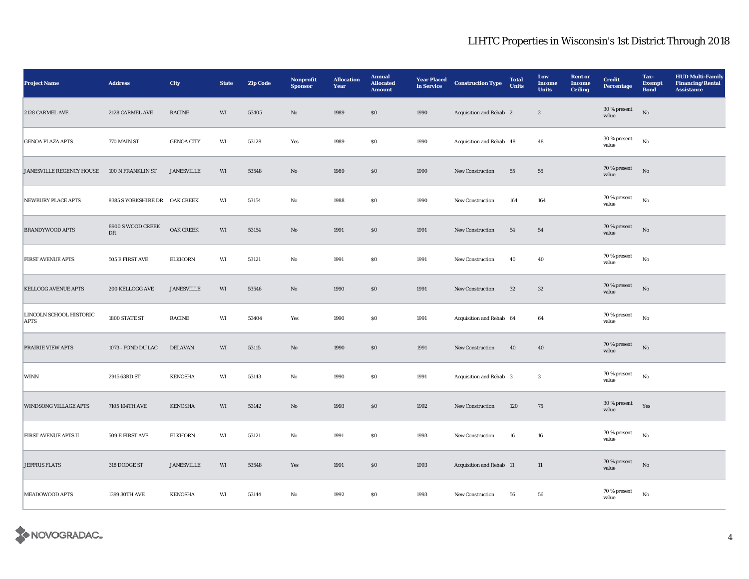## LIHTC Properties in Wisconsin's 1st District Through 2018

| Project Name | Address | City | State | Zip Code | Nonprofit Sponsor | Allocation Year | Annual Allocated Amount | Year Placed in Service | Construction Type | Total Units | Low Income Units | Rent or Income Ceiling | Credit Percentage | Tax-Exempt Bond | HUD Multi-Family Financing/Rental Assistance |
|---|---|---|---|---|---|---|---|---|---|---|---|---|---|---|---|
| 2128 CARMEL AVE | 2128 CARMEL AVE | RACINE | WI | 53405 | No | 1989 | $0 | 1990 | Acquisition and Rehab | 2 | 2 | | 30 % present value | No | |
| GENOA PLAZA APTS | 770 MAIN ST | GENOA CITY | WI | 53128 | Yes | 1989 | $0 | 1990 | Acquisition and Rehab | 48 | 48 | | 30 % present value | No | |
| JANESVILLE REGENCY HOUSE | 100 N FRANKLIN ST | JANESVILLE | WI | 53548 | No | 1989 | $0 | 1990 | New Construction | 55 | 55 | | 70 % present value | No | |
| NEWBURY PLACE APTS | 8385 S YORKSHIRE DR | OAK CREEK | WI | 53154 | No | 1988 | $0 | 1990 | New Construction | 164 | 164 | | 70 % present value | No | |
| BRANDYWOOD APTS | 8900 S WOOD CREEK DR | OAK CREEK | WI | 53154 | No | 1991 | $0 | 1991 | New Construction | 54 | 54 | | 70 % present value | No | |
| FIRST AVENUE APTS | 505 E FIRST AVE | ELKHORN | WI | 53121 | No | 1991 | $0 | 1991 | New Construction | 40 | 40 | | 70 % present value | No | |
| KELLOGG AVENUE APTS | 200 KELLOGG AVE | JANESVILLE | WI | 53546 | No | 1990 | $0 | 1991 | New Construction | 32 | 32 | | 70 % present value | No | |
| LINCOLN SCHOOL HISTORIC APTS | 1800 STATE ST | RACINE | WI | 53404 | Yes | 1990 | $0 | 1991 | Acquisition and Rehab | 64 | 64 | | 70 % present value | No | |
| PRAIRIE VIEW APTS | 1073 - FOND DU LAC | DELAVAN | WI | 53115 | No | 1990 | $0 | 1991 | New Construction | 40 | 40 | | 70 % present value | No | |
| WINN | 2915 63RD ST | KENOSHA | WI | 53143 | No | 1990 | $0 | 1991 | Acquisition and Rehab | 3 | 3 | | 70 % present value | No | |
| WINDSONG VILLAGE APTS | 7105 104TH AVE | KENOSHA | WI | 53142 | No | 1993 | $0 | 1992 | New Construction | 120 | 75 | | 30 % present value | Yes | |
| FIRST AVENUE APTS II | 509 E FIRST AVE | ELKHORN | WI | 53121 | No | 1991 | $0 | 1993 | New Construction | 16 | 16 | | 70 % present value | No | |
| JEFFRIS FLATS | 318 DODGE ST | JANESVILLE | WI | 53548 | Yes | 1991 | $0 | 1993 | Acquisition and Rehab | 11 | 11 | | 70 % present value | No | |
| MEADOWOOD APTS | 1399 30TH AVE | KENOSHA | WI | 53144 | No | 1992 | $0 | 1993 | New Construction | 56 | 56 | | 70 % present value | No | |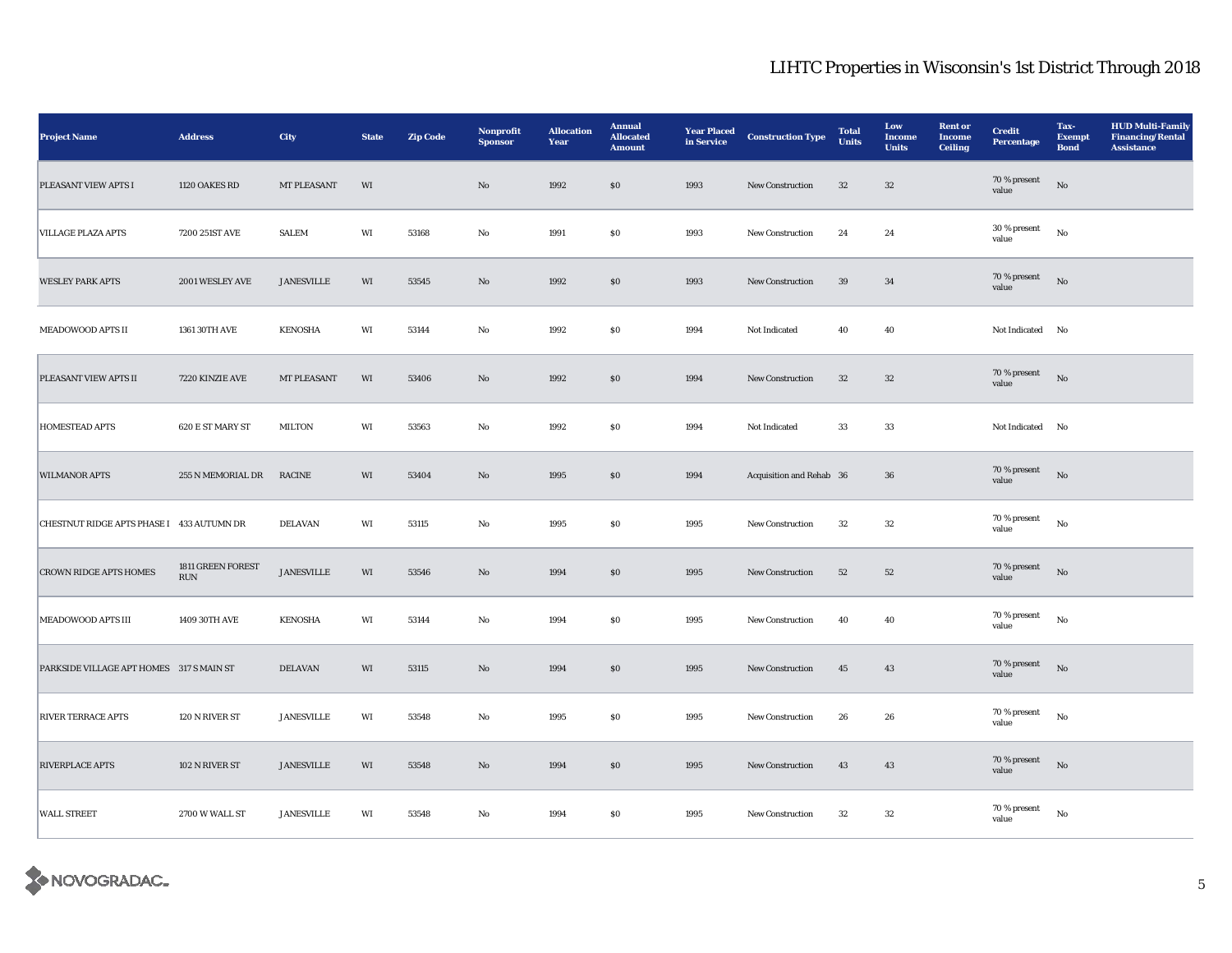# LIHTC Properties in Wisconsin's 1st District Through 2018

| Project Name | Address | City | State | Zip Code | Nonprofit Sponsor | Allocation Year | Annual Allocated Amount | Year Placed in Service | Construction Type | Total Units | Low Income Units | Rent or Income Ceiling | Credit Percentage | Tax-Exempt Bond | HUD Multi-Family Financing/Rental Assistance |
|---|---|---|---|---|---|---|---|---|---|---|---|---|---|---|---|
| PLEASANT VIEW APTS I | 1120 OAKES RD | MT PLEASANT | WI | | No | 1992 | $0 | 1993 | New Construction | 32 | 32 | | 70 % present value | No | |
| VILLAGE PLAZA APTS | 7200 251ST AVE | SALEM | WI | 53168 | No | 1991 | $0 | 1993 | New Construction | 24 | 24 | | 30 % present value | No | |
| WESLEY PARK APTS | 2001 WESLEY AVE | JANESVILLE | WI | 53545 | No | 1992 | $0 | 1993 | New Construction | 39 | 34 | | 70 % present value | No | |
| MEADOWOOD APTS II | 1361 30TH AVE | KENOSHA | WI | 53144 | No | 1992 | $0 | 1994 | Not Indicated | 40 | 40 | | Not Indicated | No | |
| PLEASANT VIEW APTS II | 7220 KINZIE AVE | MT PLEASANT | WI | 53406 | No | 1992 | $0 | 1994 | New Construction | 32 | 32 | | 70 % present value | No | |
| HOMESTEAD APTS | 620 E ST MARY ST | MILTON | WI | 53563 | No | 1992 | $0 | 1994 | Not Indicated | 33 | 33 | | Not Indicated | No | |
| WILMANOR APTS | 255 N MEMORIAL DR | RACINE | WI | 53404 | No | 1995 | $0 | 1994 | Acquisition and Rehab | 36 | 36 | | 70 % present value | No | |
| CHESTNUT RIDGE APTS PHASE I | 433 AUTUMN DR | DELAVAN | WI | 53115 | No | 1995 | $0 | 1995 | New Construction | 32 | 32 | | 70 % present value | No | |
| CROWN RIDGE APTS HOMES | 1811 GREEN FOREST RUN | JANESVILLE | WI | 53546 | No | 1994 | $0 | 1995 | New Construction | 52 | 52 | | 70 % present value | No | |
| MEADOWOOD APTS III | 1409 30TH AVE | KENOSHA | WI | 53144 | No | 1994 | $0 | 1995 | New Construction | 40 | 40 | | 70 % present value | No | |
| PARKSIDE VILLAGE APT HOMES | 317 S MAIN ST | DELAVAN | WI | 53115 | No | 1994 | $0 | 1995 | New Construction | 45 | 43 | | 70 % present value | No | |
| RIVER TERRACE APTS | 120 N RIVER ST | JANESVILLE | WI | 53548 | No | 1995 | $0 | 1995 | New Construction | 26 | 26 | | 70 % present value | No | |
| RIVERPLACE APTS | 102 N RIVER ST | JANESVILLE | WI | 53548 | No | 1994 | $0 | 1995 | New Construction | 43 | 43 | | 70 % present value | No | |
| WALL STREET | 2700 W WALL ST | JANESVILLE | WI | 53548 | No | 1994 | $0 | 1995 | New Construction | 32 | 32 | | 70 % present value | No | |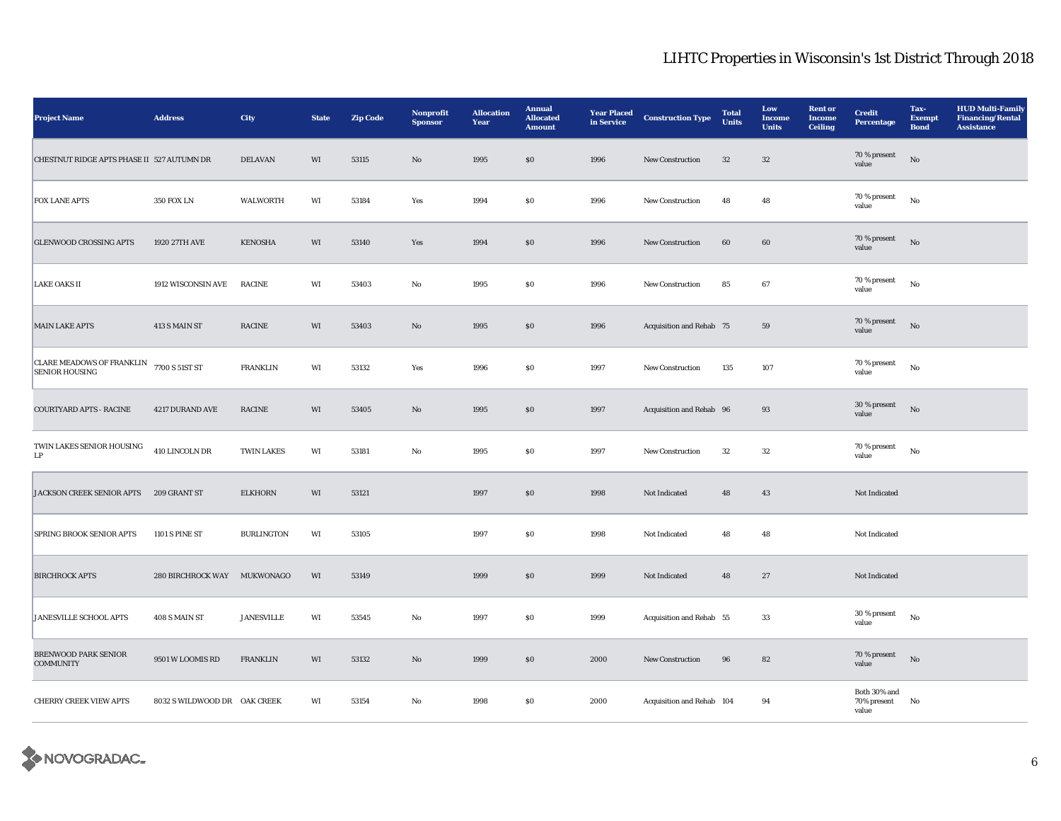# LIHTC Properties in Wisconsin's 1st District Through 2018

| Project Name | Address | City | State | Zip Code | Nonprofit Sponsor | Allocation Year | Annual Allocated Amount | Year Placed in Service | Construction Type | Total Units | Low Income Units | Rent or Income Ceiling | Credit Percentage | Tax-Exempt Bond | HUD Multi-Family Financing/Rental Assistance |
|---|---|---|---|---|---|---|---|---|---|---|---|---|---|---|---|
| CHESTNUT RIDGE APTS PHASE II | 527 AUTUMN DR | DELAVAN | WI | 53115 | No | 1995 | $0 | 1996 | New Construction | 32 | 32 | | 70 % present value | No | |
| FOX LANE APTS | 350 FOX LN | WALWORTH | WI | 53184 | Yes | 1994 | $0 | 1996 | New Construction | 48 | 48 | | 70 % present value | No | |
| GLENWOOD CROSSING APTS | 1920 27TH AVE | KENOSHA | WI | 53140 | Yes | 1994 | $0 | 1996 | New Construction | 60 | 60 | | 70 % present value | No | |
| LAKE OAKS II | 1912 WISCONSIN AVE | RACINE | WI | 53403 | No | 1995 | $0 | 1996 | New Construction | 85 | 67 | | 70 % present value | No | |
| MAIN LAKE APTS | 413 S MAIN ST | RACINE | WI | 53403 | No | 1995 | $0 | 1996 | Acquisition and Rehab | 75 | 59 | | 70 % present value | No | |
| CLARE MEADOWS OF FRANKLIN SENIOR HOUSING | 7700 S 51ST ST | FRANKLIN | WI | 53132 | Yes | 1996 | $0 | 1997 | New Construction | 135 | 107 | | 70 % present value | No | |
| COURTYARD APTS - RACINE | 4217 DURAND AVE | RACINE | WI | 53405 | No | 1995 | $0 | 1997 | Acquisition and Rehab | 96 | 93 | | 30 % present value | No | |
| TWIN LAKES SENIOR HOUSING LP | 410 LINCOLN DR | TWIN LAKES | WI | 53181 | No | 1995 | $0 | 1997 | New Construction | 32 | 32 | | 70 % present value | No | |
| JACKSON CREEK SENIOR APTS | 209 GRANT ST | ELKHORN | WI | 53121 | | 1997 | $0 | 1998 | Not Indicated | 48 | 43 | | Not Indicated | | |
| SPRING BROOK SENIOR APTS | 1101 S PINE ST | BURLINGTON | WI | 53105 | | 1997 | $0 | 1998 | Not Indicated | 48 | 48 | | Not Indicated | | |
| BIRCHROCK APTS | 280 BIRCHROCK WAY | MUKWONAGO | WI | 53149 | | 1999 | $0 | 1999 | Not Indicated | 48 | 27 | | Not Indicated | | |
| JANESVILLE SCHOOL APTS | 408 S MAIN ST | JANESVILLE | WI | 53545 | No | 1997 | $0 | 1999 | Acquisition and Rehab | 55 | 33 | | 30 % present value | No | |
| BRENWOOD PARK SENIOR COMMUNITY | 9501 W LOOMIS RD | FRANKLIN | WI | 53132 | No | 1999 | $0 | 2000 | New Construction | 96 | 82 | | 70 % present value | No | |
| CHERRY CREEK VIEW APTS | 8032 S WILDWOOD DR | OAK CREEK | WI | 53154 | No | 1998 | $0 | 2000 | Acquisition and Rehab | 104 | 94 | | Both 30% and 70% present value | No | |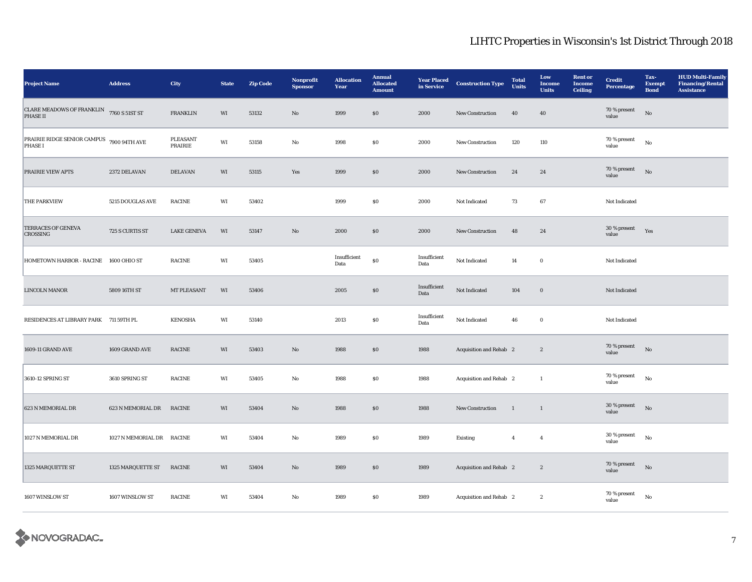# LIHTC Properties in Wisconsin's 1st District Through 2018

| Project Name | Address | City | State | Zip Code | Nonprofit Sponsor | Allocation Year | Annual Allocated Amount | Year Placed in Service | Construction Type | Total Units | Low Income Units | Rent or Income Ceiling | Credit Percentage | Tax-Exempt Bond | HUD Multi-Family Financing/Rental Assistance |
|---|---|---|---|---|---|---|---|---|---|---|---|---|---|---|---|
| CLARE MEADOWS OF FRANKLIN PHASE II | 7760 S 51ST ST | FRANKLIN | WI | 53132 | No | 1999 | $0 | 2000 | New Construction | 40 | 40 | | 70 % present value | No | |
| PRAIRIE RIDGE SENIOR CAMPUS PHASE I | 7900 94TH AVE | PLEASANT PRAIRIE | WI | 53158 | No | 1998 | $0 | 2000 | New Construction | 120 | 110 | | 70 % present value | No | |
| PRAIRIE VIEW APTS | 2372 DELAVAN | DELAVAN | WI | 53115 | Yes | 1999 | $0 | 2000 | New Construction | 24 | 24 | | 70 % present value | No | |
| THE PARKVIEW | 5215 DOUGLAS AVE | RACINE | WI | 53402 | | 1999 | $0 | 2000 | Not Indicated | 73 | 67 | | Not Indicated | | |
| TERRACES OF GENEVA CROSSING | 725 S CURTIS ST | LAKE GENEVA | WI | 53147 | No | 2000 | $0 | 2000 | New Construction | 48 | 24 | | 30 % present value | Yes | |
| HOMETOWN HARBOR - RACINE | 1600 OHIO ST | RACINE | WI | 53405 | | Insufficient Data | $0 | Insufficient Data | Not Indicated | 14 | 0 | | Not Indicated | | |
| LINCOLN MANOR | 5809 16TH ST | MT PLEASANT | WI | 53406 | | 2005 | $0 | Insufficient Data | Not Indicated | 104 | 0 | | Not Indicated | | |
| RESIDENCES AT LIBRARY PARK | 711 59TH PL | KENOSHA | WI | 53140 | | 2013 | $0 | Insufficient Data | Not Indicated | 46 | 0 | | Not Indicated | | |
| 1609-11 GRAND AVE | 1609 GRAND AVE | RACINE | WI | 53403 | No | 1988 | $0 | 1988 | Acquisition and Rehab | 2 | 2 | | 70 % present value | No | |
| 3610-12 SPRING ST | 3610 SPRING ST | RACINE | WI | 53405 | No | 1988 | $0 | 1988 | Acquisition and Rehab | 2 | 1 | | 70 % present value | No | |
| 623 N MEMORIAL DR | 623 N MEMORIAL DR | RACINE | WI | 53404 | No | 1988 | $0 | 1988 | New Construction | 1 | 1 | | 30 % present value | No | |
| 1027 N MEMORIAL DR | 1027 N MEMORIAL DR | RACINE | WI | 53404 | No | 1989 | $0 | 1989 | Existing | 4 | 4 | | 30 % present value | No | |
| 1325 MARQUETTE ST | 1325 MARQUETTE ST | RACINE | WI | 53404 | No | 1989 | $0 | 1989 | Acquisition and Rehab | 2 | 2 | | 70 % present value | No | |
| 1607 WINSLOW ST | 1607 WINSLOW ST | RACINE | WI | 53404 | No | 1989 | $0 | 1989 | Acquisition and Rehab | 2 | 2 | | 70 % present value | No | |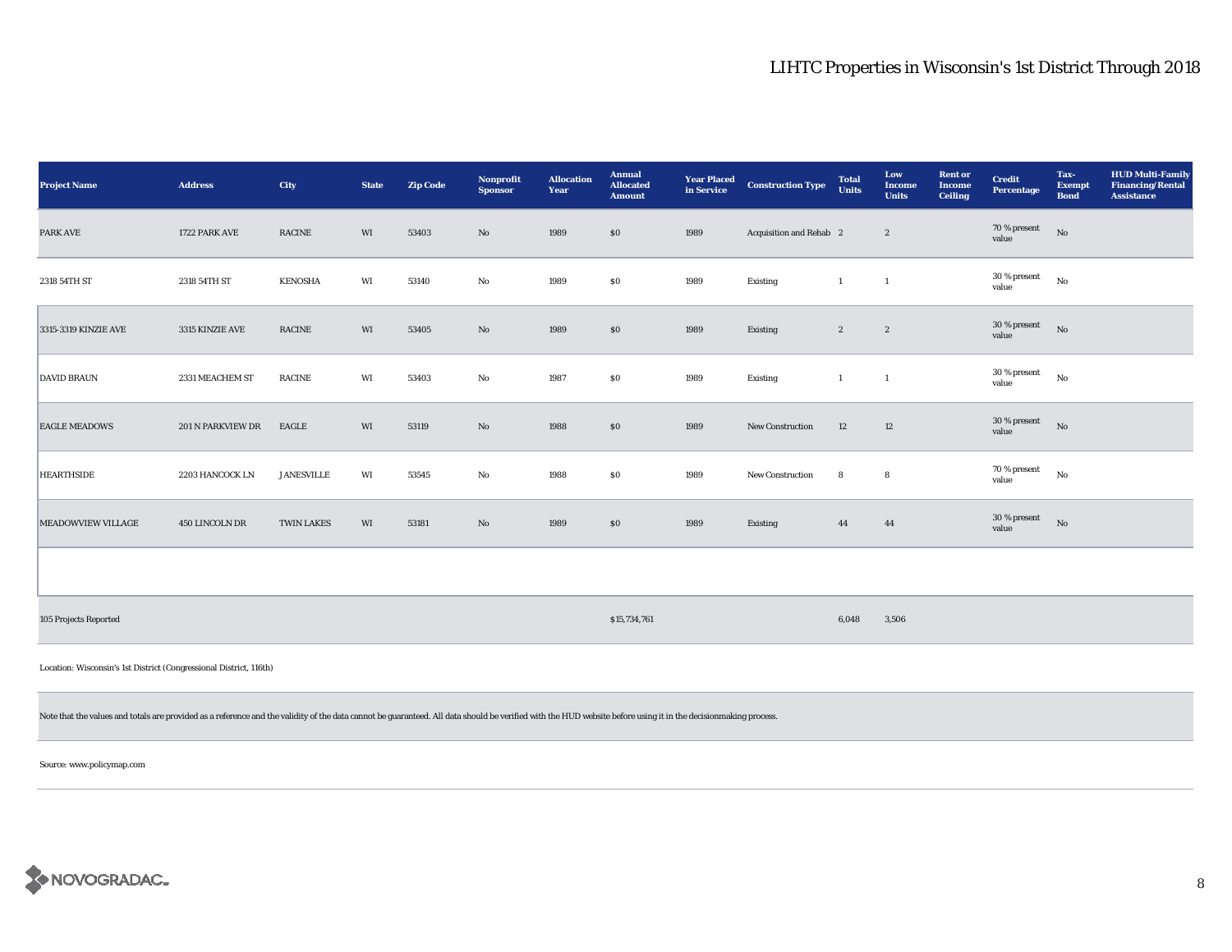# LIHTC Properties in Wisconsin's 1st District Through 2018

| Project Name | Address | City | State | Zip Code | Nonprofit Sponsor | Allocation Year | Annual Allocated Amount | Year Placed in Service | Construction Type | Total Units | Low Income Units | Rent or Income Ceiling | Credit Percentage | Tax-Exempt Bond | HUD Multi-Family Financing/Rental Assistance |
|---|---|---|---|---|---|---|---|---|---|---|---|---|---|---|---|
| PARK AVE | 1722 PARK AVE | RACINE | WI | 53403 | No | 1989 | $0 | 1989 | Acquisition and Rehab | 2 | 2 | | 70 % present value | No | |
| 2318 54TH ST | 2318 54TH ST | KENOSHA | WI | 53140 | No | 1989 | $0 | 1989 | Existing | 1 | 1 | | 30 % present value | No | |
| 3315-3319 KINZIE AVE | 3315 KINZIE AVE | RACINE | WI | 53405 | No | 1989 | $0 | 1989 | Existing | 2 | 2 | | 30 % present value | No | |
| DAVID BRAUN | 2331 MEACHEM ST | RACINE | WI | 53403 | No | 1987 | $0 | 1989 | Existing | 1 | 1 | | 30 % present value | No | |
| EAGLE MEADOWS | 201 N PARKVIEW DR | EAGLE | WI | 53119 | No | 1988 | $0 | 1989 | New Construction | 12 | 12 | | 30 % present value | No | |
| HEARTHSIDE | 2203 HANCOCK LN | JANESVILLE | WI | 53545 | No | 1988 | $0 | 1989 | New Construction | 8 | 8 | | 70 % present value | No | |
| MEADOWVIEW VILLAGE | 450 LINCOLN DR | TWIN LAKES | WI | 53181 | No | 1989 | $0 | 1989 | Existing | 44 | 44 | | 30 % present value | No | |
| | | | | | | | | | | | | | | | |
| 105 Projects Reported | | | | | | | $15,734,761 | | | 6,048 | 3,506 | | | | |

Location: Wisconsin's 1st District (Congressional District, 116th)

Note that the values and totals are provided as a reference and the validity of the data cannot be guaranteed. All data should be verified with the HUD website before using it in the decisionmaking process.

Source: www.policymap.com